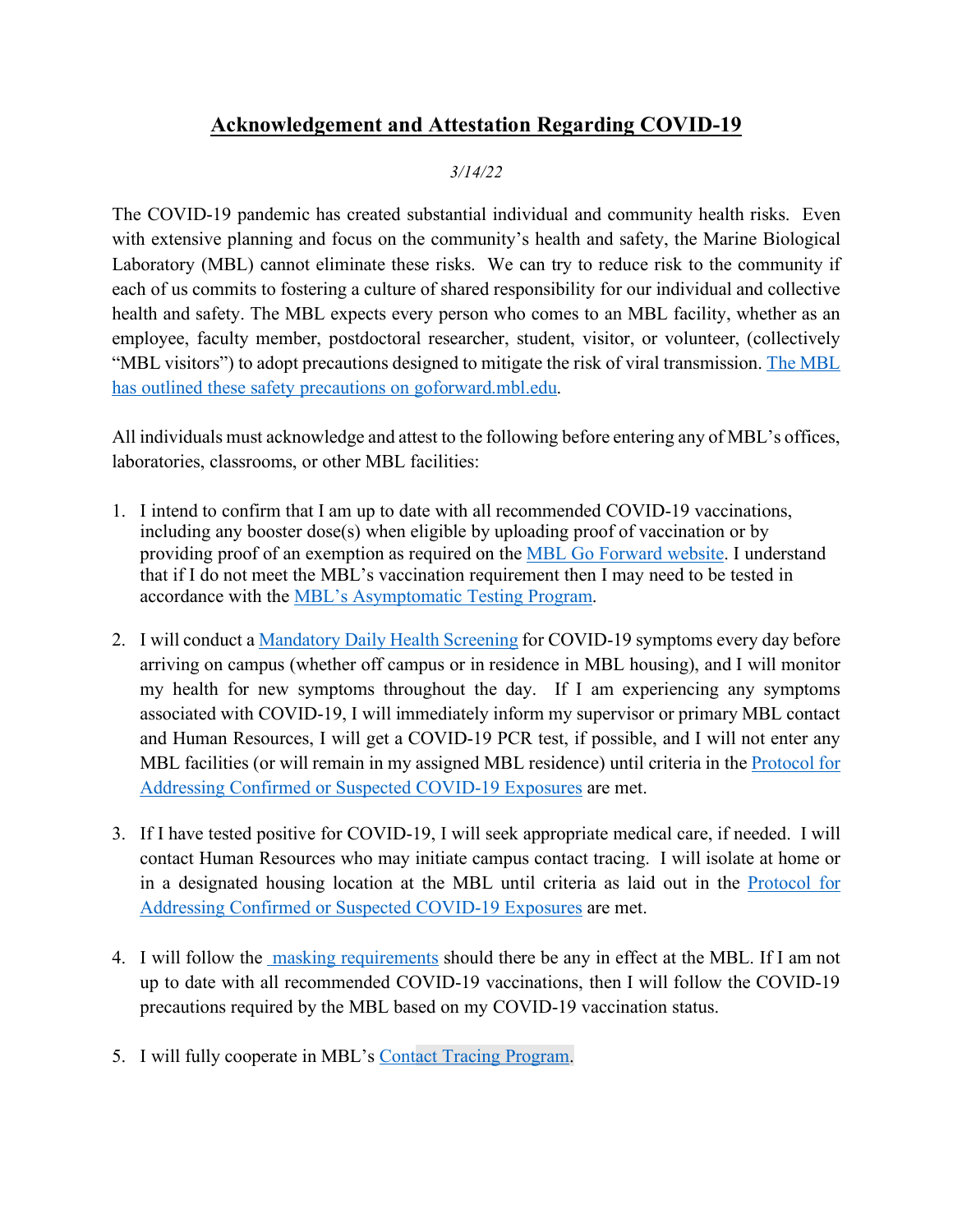# **Acknowledgement and Attestation Regarding COVID-19**

*3/14/22*

The COVID-19 pandemic has created substantial individual and community health risks. Even with extensive planning and focus on the community's health and safety, the Marine Biological Laboratory (MBL) cannot eliminate these risks. We can try to reduce risk to the community if each of us commits to fostering a culture of shared responsibility for our individual and collective health and safety. The MBL expects every person who comes to an MBL facility, whether as an employee, faculty member, postdoctoral researcher, student, visitor, or volunteer, (collectively "MBL visitors") to adopt precautions designed to mitigate the risk of viral transmission. The MBL has outlined these safety precautions on goforward.mbl.edu.

All individuals must acknowledge and attest to the following before entering any of MBL's offices, laboratories, classrooms, or other MBL facilities:

1. I intend to confirm that I am up to date with all recommended COVID-19 vaccinations, including any booster dose(s) when eligible by uploading proof of vaccination or by providing proof of an exemption as required on the MBL Go Forward website. I understand that if I do not meet the MBL's vaccination requirement then I may need to be tested in accordance with the MBL's Asymptomatic Testing Program.

2. I will conduct a Mandatory Daily Health Screening for COVID-19 symptoms every day before arriving on campus (whether off campus or in residence in MBL housing), and I will monitor my health for new symptoms throughout the day. If I am experiencing any symptoms associated with COVID-19, I will immediately inform my supervisor or primary MBL contact and Human Resources, I will get a COVID-19 PCR test, if possible, and I will not enter any MBL facilities (or will remain in my assigned MBL residence) until criteria in the Protocol for Addressing Confirmed or Suspected COVID-19 Exposures are met.

3. If I have tested positive for COVID-19, I will seek appropriate medical care, if needed. I will contact Human Resources who may initiate campus contact tracing. I will isolate at home or in a designated housing location at the MBL until criteria as laid out in the Protocol for Addressing Confirmed or Suspected COVID-19 Exposures are met.

4. I will follow the masking requirements should there be any in effect at the MBL. If I am not up to date with all recommended COVID-19 vaccinations, then I will follow the COVID-19 precautions required by the MBL based on my COVID-19 vaccination status.

5. I will fully cooperate in MBL's Contact Tracing Program.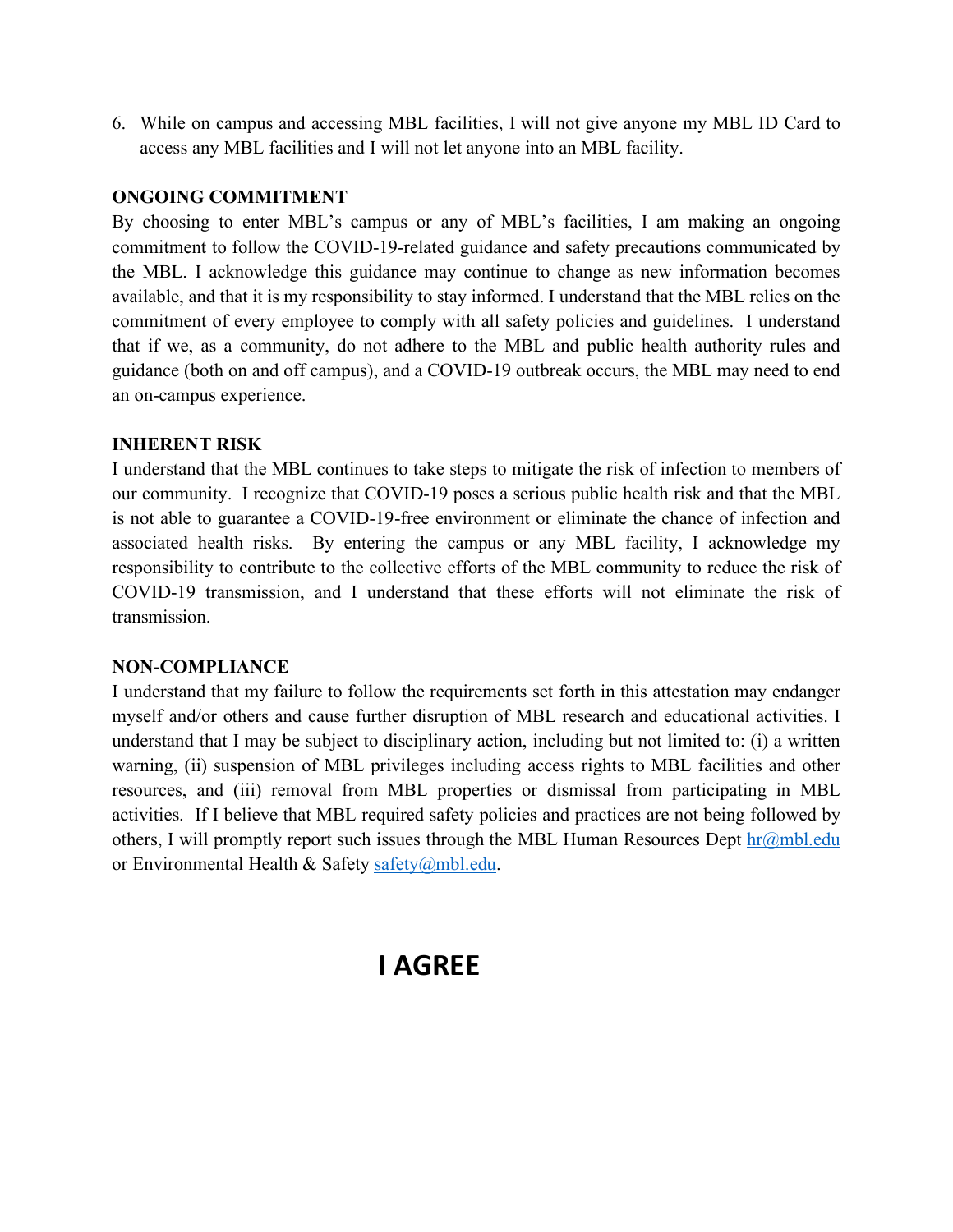6. While on campus and accessing MBL facilities, I will not give anyone my MBL ID Card to access any MBL facilities and I will not let anyone into an MBL facility.

**ONGOING COMMITMENT**

By choosing to enter MBL's campus or any of MBL's facilities, I am making an ongoing commitment to follow the COVID-19-related guidance and safety precautions communicated by the MBL. I acknowledge this guidance may continue to change as new information becomes available, and that it is my responsibility to stay informed. I understand that the MBL relies on the commitment of every employee to comply with all safety policies and guidelines. I understand that if we, as a community, do not adhere to the MBL and public health authority rules and guidance (both on and off campus), and a COVID-19 outbreak occurs, the MBL may need to end an on-campus experience.

**INHERENT RISK**

I understand that the MBL continues to take steps to mitigate the risk of infection to members of our community. I recognize that COVID-19 poses a serious public health risk and that the MBL is not able to guarantee a COVID-19-free environment or eliminate the chance of infection and associated health risks. By entering the campus or any MBL facility, I acknowledge my responsibility to contribute to the collective efforts of the MBL community to reduce the risk of COVID-19 transmission, and I understand that these efforts will not eliminate the risk of transmission.

**NON-COMPLIANCE**

I understand that my failure to follow the requirements set forth in this attestation may endanger myself and/or others and cause further disruption of MBL research and educational activities. I understand that I may be subject to disciplinary action, including but not limited to: (i) a written warning, (ii) suspension of MBL privileges including access rights to MBL facilities and other resources, and (iii) removal from MBL properties or dismissal from participating in MBL activities. If I believe that MBL required safety policies and practices are not being followed by others, I will promptly report such issues through the MBL Human Resources Dept hr@mbl.edu or Environmental Health & Safety safety@mbl.edu.

**I AGREE**